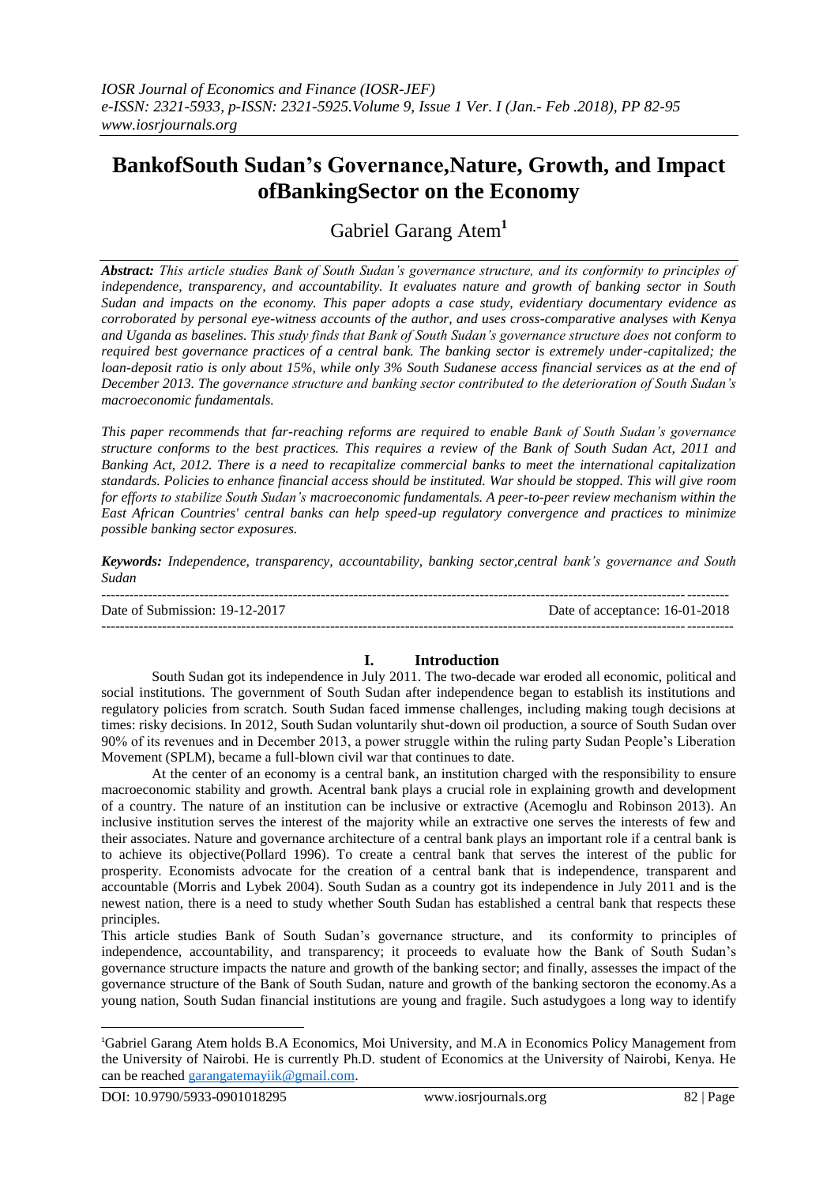# BankofSouth Sudan's Governance,Nature, Growth, and Impact ofBankingSector on the Economy

Gabriel Garang Atem[1]

***Abstract:*** *This article studies Bank of South Sudan's governance structure, and its conformity to principles of independence, transparency, and accountability. It evaluates nature and growth of banking sector in South Sudan and impacts on the economy. This paper adopts a case study, evidentiary documentary evidence as corroborated by personal eye-witness accounts of the author, and uses cross-comparative analyses with Kenya and Uganda as baselines. This study finds that Bank of South Sudan's governance structure does not conform to required best governance practices of a central bank. The banking sector is extremely under-capitalized; the loan-deposit ratio is only about 15%, while only 3% South Sudanese access financial services as at the end of December 2013. The governance structure and banking sector contributed to the deterioration of South Sudan's macroeconomic fundamentals.*

*This paper recommends that far-reaching reforms are required to enable Bank of South Sudan's governance structure conforms to the best practices. This requires a review of the Bank of South Sudan Act, 2011 and Banking Act, 2012. There is a need to recapitalize commercial banks to meet the international capitalization standards. Policies to enhance financial access should be instituted. War should be stopped. This will give room for efforts to stabilize South Sudan's macroeconomic fundamentals. A peer-to-peer review mechanism within the East African Countries' central banks can help speed-up regulatory convergence and practices to minimize possible banking sector exposures.*

***Keywords:*** *Independence, transparency, accountability, banking sector,central bank's governance and South Sudan*

---

Date of Submission: 19-12-2017 | Date of acceptance: 16-01-2018

---

## I. Introduction

South Sudan got its independence in July 2011. The two-decade war eroded all economic, political and social institutions. The government of South Sudan after independence began to establish its institutions and regulatory policies from scratch. South Sudan faced immense challenges, including making tough decisions at times: risky decisions. In 2012, South Sudan voluntarily shut-down oil production, a source of South Sudan over 90% of its revenues and in December 2013, a power struggle within the ruling party Sudan People's Liberation Movement (SPLM), became a full-blown civil war that continues to date.

At the center of an economy is a central bank, an institution charged with the responsibility to ensure macroeconomic stability and growth. Acentral bank plays a crucial role in explaining growth and development of a country. The nature of an institution can be inclusive or extractive (Acemoglu and Robinson 2013). An inclusive institution serves the interest of the majority while an extractive one serves the interests of few and their associates. Nature and governance architecture of a central bank plays an important role if a central bank is to achieve its objective(Pollard 1996). To create a central bank that serves the interest of the public for prosperity. Economists advocate for the creation of a central bank that is independence, transparent and accountable (Morris and Lybek 2004). South Sudan as a country got its independence in July 2011 and is the newest nation, there is a need to study whether South Sudan has established a central bank that respects these principles.

This article studies Bank of South Sudan's governance structure, and its conformity to principles of independence, accountability, and transparency; it proceeds to evaluate how the Bank of South Sudan's governance structure impacts the nature and growth of the banking sector; and finally, assesses the impact of the governance structure of the Bank of South Sudan, nature and growth of the banking sectoron the economy.As a young nation, South Sudan financial institutions are young and fragile. Such astudygoes a long way to identify

---

[1]Gabriel Garang Atem holds B.A Economics, Moi University, and M.A in Economics Policy Management from the University of Nairobi. He is currently Ph.D. student of Economics at the University of Nairobi, Kenya. He can be reached garangatemayiik@gmail.com.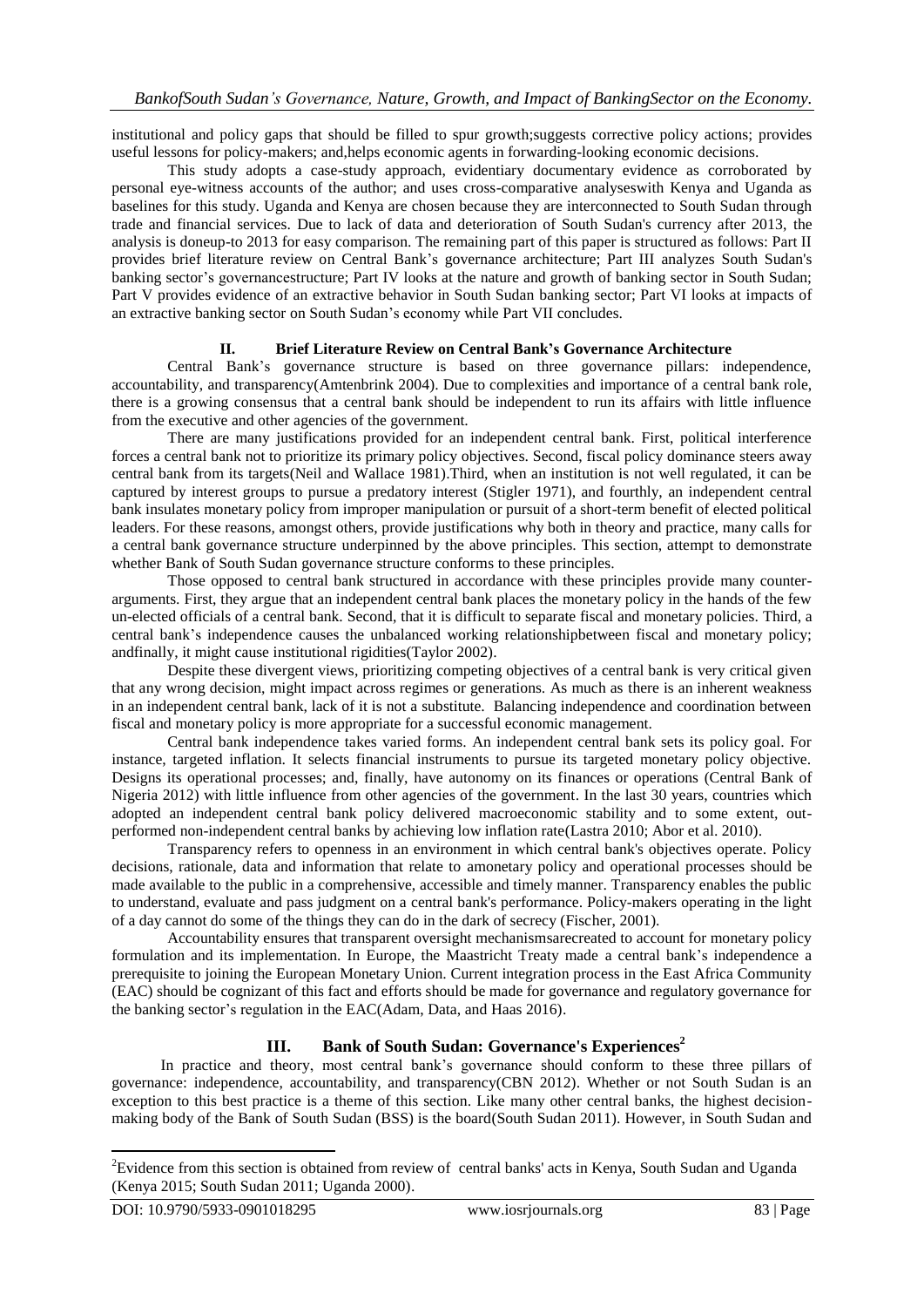institutional and policy gaps that should be filled to spur growth;suggests corrective policy actions; provides useful lessons for policy-makers; and,helps economic agents in forwarding-looking economic decisions.

This study adopts a case-study approach, evidentiary documentary evidence as corroborated by personal eye-witness accounts of the author; and uses cross-comparative analyseswith Kenya and Uganda as baselines for this study. Uganda and Kenya are chosen because they are interconnected to South Sudan through trade and financial services. Due to lack of data and deterioration of South Sudan's currency after 2013, the analysis is doneup-to 2013 for easy comparison. The remaining part of this paper is structured as follows: Part II provides brief literature review on Central Bank's governance architecture; Part III analyzes South Sudan's banking sector's governancestructure; Part IV looks at the nature and growth of banking sector in South Sudan; Part V provides evidence of an extractive behavior in South Sudan banking sector; Part VI looks at impacts of an extractive banking sector on South Sudan's economy while Part VII concludes.

## II. Brief Literature Review on Central Bank's Governance Architecture

Central Bank's governance structure is based on three governance pillars: independence, accountability, and transparency(Amtenbrink 2004). Due to complexities and importance of a central bank role, there is a growing consensus that a central bank should be independent to run its affairs with little influence from the executive and other agencies of the government.

There are many justifications provided for an independent central bank. First, political interference forces a central bank not to prioritize its primary policy objectives. Second, fiscal policy dominance steers away central bank from its targets(Neil and Wallace 1981).Third, when an institution is not well regulated, it can be captured by interest groups to pursue a predatory interest (Stigler 1971), and fourthly, an independent central bank insulates monetary policy from improper manipulation or pursuit of a short-term benefit of elected political leaders. For these reasons, amongst others, provide justifications why both in theory and practice, many calls for a central bank governance structure underpinned by the above principles. This section, attempt to demonstrate whether Bank of South Sudan governance structure conforms to these principles.

Those opposed to central bank structured in accordance with these principles provide many counter-arguments. First, they argue that an independent central bank places the monetary policy in the hands of the few un-elected officials of a central bank. Second, that it is difficult to separate fiscal and monetary policies. Third, a central bank's independence causes the unbalanced working relationshipbetween fiscal and monetary policy; andfinally, it might cause institutional rigidities(Taylor 2002).

Despite these divergent views, prioritizing competing objectives of a central bank is very critical given that any wrong decision, might impact across regimes or generations. As much as there is an inherent weakness in an independent central bank, lack of it is not a substitute. Balancing independence and coordination between fiscal and monetary policy is more appropriate for a successful economic management.

Central bank independence takes varied forms. An independent central bank sets its policy goal. For instance, targeted inflation. It selects financial instruments to pursue its targeted monetary policy objective. Designs its operational processes; and, finally, have autonomy on its finances or operations (Central Bank of Nigeria 2012) with little influence from other agencies of the government. In the last 30 years, countries which adopted an independent central bank policy delivered macroeconomic stability and to some extent, out-performed non-independent central banks by achieving low inflation rate(Lastra 2010; Abor et al. 2010).

Transparency refers to openness in an environment in which central bank's objectives operate. Policy decisions, rationale, data and information that relate to amonetary policy and operational processes should be made available to the public in a comprehensive, accessible and timely manner. Transparency enables the public to understand, evaluate and pass judgment on a central bank's performance. Policy-makers operating in the light of a day cannot do some of the things they can do in the dark of secrecy (Fischer, 2001).

Accountability ensures that transparent oversight mechanismsarecreated to account for monetary policy formulation and its implementation. In Europe, the Maastricht Treaty made a central bank's independence a prerequisite to joining the European Monetary Union. Current integration process in the East Africa Community (EAC) should be cognizant of this fact and efforts should be made for governance and regulatory governance for the banking sector's regulation in the EAC(Adam, Data, and Haas 2016).

## III. Bank of South Sudan: Governance's Experiences[2]

In practice and theory, most central bank's governance should conform to these three pillars of governance: independence, accountability, and transparency(CBN 2012). Whether or not South Sudan is an exception to this best practice is a theme of this section. Like many other central banks, the highest decision-making body of the Bank of South Sudan (BSS) is the board(South Sudan 2011). However, in South Sudan and

[2]Evidence from this section is obtained from review of central banks' acts in Kenya, South Sudan and Uganda (Kenya 2015; South Sudan 2011; Uganda 2000).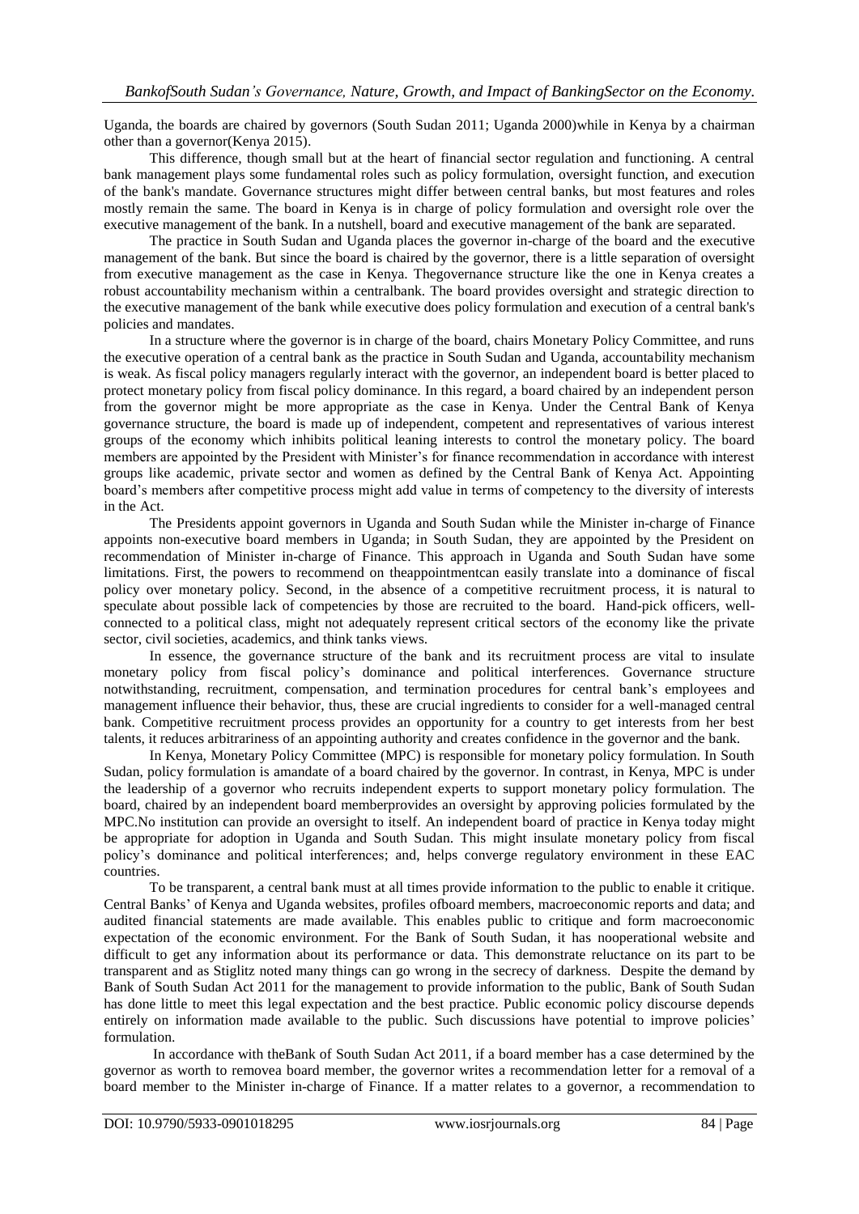Uganda, the boards are chaired by governors (South Sudan 2011; Uganda 2000)while in Kenya by a chairman other than a governor(Kenya 2015).

This difference, though small but at the heart of financial sector regulation and functioning. A central bank management plays some fundamental roles such as policy formulation, oversight function, and execution of the bank's mandate. Governance structures might differ between central banks, but most features and roles mostly remain the same. The board in Kenya is in charge of policy formulation and oversight role over the executive management of the bank. In a nutshell, board and executive management of the bank are separated.

The practice in South Sudan and Uganda places the governor in-charge of the board and the executive management of the bank. But since the board is chaired by the governor, there is a little separation of oversight from executive management as the case in Kenya. Thegovernance structure like the one in Kenya creates a robust accountability mechanism within a centralbank. The board provides oversight and strategic direction to the executive management of the bank while executive does policy formulation and execution of a central bank's policies and mandates.

In a structure where the governor is in charge of the board, chairs Monetary Policy Committee, and runs the executive operation of a central bank as the practice in South Sudan and Uganda, accountability mechanism is weak. As fiscal policy managers regularly interact with the governor, an independent board is better placed to protect monetary policy from fiscal policy dominance. In this regard, a board chaired by an independent person from the governor might be more appropriate as the case in Kenya. Under the Central Bank of Kenya governance structure, the board is made up of independent, competent and representatives of various interest groups of the economy which inhibits political leaning interests to control the monetary policy. The board members are appointed by the President with Minister's for finance recommendation in accordance with interest groups like academic, private sector and women as defined by the Central Bank of Kenya Act. Appointing board's members after competitive process might add value in terms of competency to the diversity of interests in the Act.

The Presidents appoint governors in Uganda and South Sudan while the Minister in-charge of Finance appoints non-executive board members in Uganda; in South Sudan, they are appointed by the President on recommendation of Minister in-charge of Finance. This approach in Uganda and South Sudan have some limitations. First, the powers to recommend on theappointmentcan easily translate into a dominance of fiscal policy over monetary policy. Second, in the absence of a competitive recruitment process, it is natural to speculate about possible lack of competencies by those are recruited to the board. Hand-pick officers, well-connected to a political class, might not adequately represent critical sectors of the economy like the private sector, civil societies, academics, and think tanks views.

In essence, the governance structure of the bank and its recruitment process are vital to insulate monetary policy from fiscal policy's dominance and political interferences. Governance structure notwithstanding, recruitment, compensation, and termination procedures for central bank's employees and management influence their behavior, thus, these are crucial ingredients to consider for a well-managed central bank. Competitive recruitment process provides an opportunity for a country to get interests from her best talents, it reduces arbitrariness of an appointing authority and creates confidence in the governor and the bank.

In Kenya, Monetary Policy Committee (MPC) is responsible for monetary policy formulation. In South Sudan, policy formulation is amandate of a board chaired by the governor. In contrast, in Kenya, MPC is under the leadership of a governor who recruits independent experts to support monetary policy formulation. The board, chaired by an independent board memberprovides an oversight by approving policies formulated by the MPC.No institution can provide an oversight to itself. An independent board of practice in Kenya today might be appropriate for adoption in Uganda and South Sudan. This might insulate monetary policy from fiscal policy's dominance and political interferences; and, helps converge regulatory environment in these EAC countries.

To be transparent, a central bank must at all times provide information to the public to enable it critique. Central Banks' of Kenya and Uganda websites, profiles ofboard members, macroeconomic reports and data; and audited financial statements are made available. This enables public to critique and form macroeconomic expectation of the economic environment. For the Bank of South Sudan, it has nooperational website and difficult to get any information about its performance or data. This demonstrate reluctance on its part to be transparent and as Stiglitz noted many things can go wrong in the secrecy of darkness. Despite the demand by Bank of South Sudan Act 2011 for the management to provide information to the public, Bank of South Sudan has done little to meet this legal expectation and the best practice. Public economic policy discourse depends entirely on information made available to the public. Such discussions have potential to improve policies' formulation.

In accordance with theBank of South Sudan Act 2011, if a board member has a case determined by the governor as worth to removea board member, the governor writes a recommendation letter for a removal of a board member to the Minister in-charge of Finance. If a matter relates to a governor, a recommendation to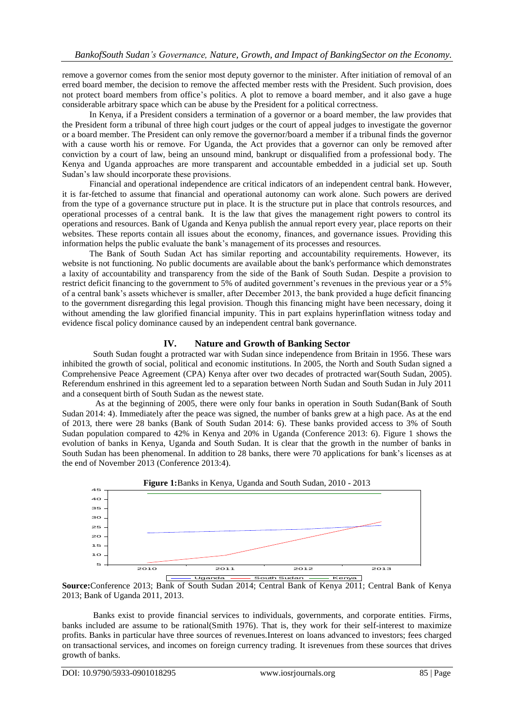remove a governor comes from the senior most deputy governor to the minister. After initiation of removal of an erred board member, the decision to remove the affected member rests with the President. Such provision, does not protect board members from office's politics. A plot to remove a board member, and it also gave a huge considerable arbitrary space which can be abuse by the President for a political correctness.

In Kenya, if a President considers a termination of a governor or a board member, the law provides that the President form a tribunal of three high court judges or the court of appeal judges to investigate the governor or a board member. The President can only remove the governor/board a member if a tribunal finds the governor with a cause worth his or remove. For Uganda, the Act provides that a governor can only be removed after conviction by a court of law, being an unsound mind, bankrupt or disqualified from a professional body. The Kenya and Uganda approaches are more transparent and accountable embedded in a judicial set up. South Sudan's law should incorporate these provisions.

Financial and operational independence are critical indicators of an independent central bank. However, it is far-fetched to assume that financial and operational autonomy can work alone. Such powers are derived from the type of a governance structure put in place. It is the structure put in place that controls resources, and operational processes of a central bank. It is the law that gives the management right powers to control its operations and resources. Bank of Uganda and Kenya publish the annual report every year, place reports on their websites. These reports contain all issues about the economy, finances, and governance issues. Providing this information helps the public evaluate the bank's management of its processes and resources.

The Bank of South Sudan Act has similar reporting and accountability requirements. However, its website is not functioning. No public documents are available about the bank's performance which demonstrates a laxity of accountability and transparency from the side of the Bank of South Sudan. Despite a provision to restrict deficit financing to the government to 5% of audited government's revenues in the previous year or a 5% of a central bank's assets whichever is smaller, after December 2013, the bank provided a huge deficit financing to the government disregarding this legal provision. Though this financing might have been necessary, doing it without amending the law glorified financial impunity. This in part explains hyperinflation witness today and evidence fiscal policy dominance caused by an independent central bank governance.

## IV. Nature and Growth of Banking Sector

South Sudan fought a protracted war with Sudan since independence from Britain in 1956. These wars inhibited the growth of social, political and economic institutions. In 2005, the North and South Sudan signed a Comprehensive Peace Agreement (CPA) Kenya after over two decades of protracted war(South Sudan, 2005). Referendum enshrined in this agreement led to a separation between North Sudan and South Sudan in July 2011 and a consequent birth of South Sudan as the newest state.

As at the beginning of 2005, there were only four banks in operation in South Sudan(Bank of South Sudan 2014: 4). Immediately after the peace was signed, the number of banks grew at a high pace. As at the end of 2013, there were 28 banks (Bank of South Sudan 2014: 6). These banks provided access to 3% of South Sudan population compared to 42% in Kenya and 20% in Uganda (Conference 2013: 6). Figure 1 shows the evolution of banks in Kenya, Uganda and South Sudan. It is clear that the growth in the number of banks in South Sudan has been phenomenal. In addition to 28 banks, there were 70 applications for bank's licenses as at the end of November 2013 (Conference 2013:4).

**Figure 1:**Banks in Kenya, Uganda and South Sudan, 2010 - 2013

**Source:**Conference 2013; Bank of South Sudan 2014; Central Bank of Kenya 2011; Central Bank of Kenya 2013; Bank of Uganda 2011, 2013.

Banks exist to provide financial services to individuals, governments, and corporate entities. Firms, banks included are assume to be rational(Smith 1976). That is, they work for their self-interest to maximize profits. Banks in particular have three sources of revenues.Interest on loans advanced to investors; fees charged on transactional services, and incomes on foreign currency trading. It isrevenues from these sources that drives growth of banks.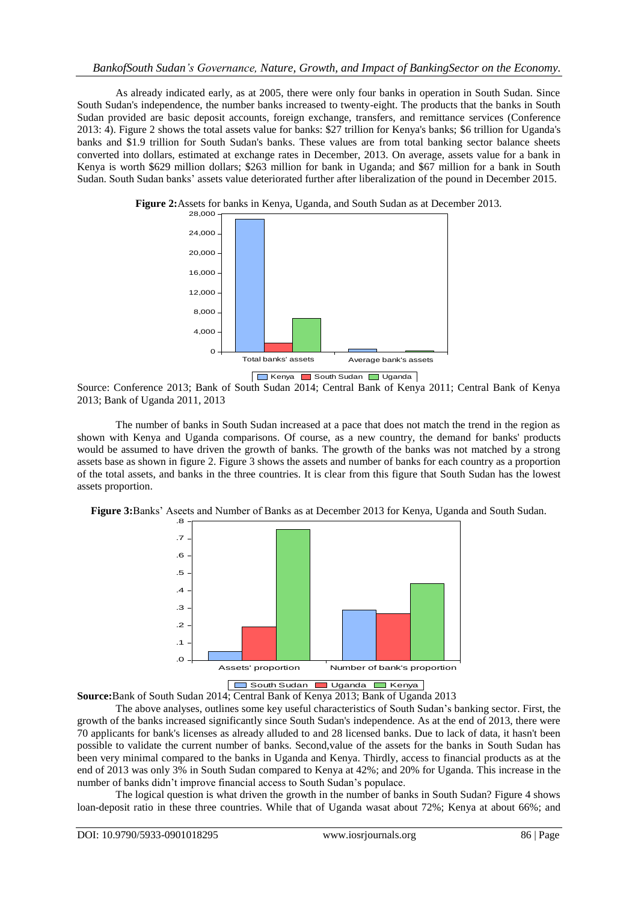As already indicated early, as at 2005, there were only four banks in operation in South Sudan. Since South Sudan's independence, the number banks increased to twenty-eight. The products that the banks in South Sudan provided are basic deposit accounts, foreign exchange, transfers, and remittance services (Conference 2013: 4). Figure 2 shows the total assets value for banks: $27 trillion for Kenya's banks; $6 trillion for Uganda's banks and $1.9 trillion for South Sudan's banks. These values are from total banking sector balance sheets converted into dollars, estimated at exchange rates in December, 2013. On average, assets value for a bank in Kenya is worth $629 million dollars; $263 million for bank in Uganda; and $67 million for a bank in South Sudan. South Sudan banks' assets value deteriorated further after liberalization of the pound in December 2015.

**Figure 2:**Assets for banks in Kenya, Uganda, and South Sudan as at December 2013.

Source: Conference 2013; Bank of South Sudan 2014; Central Bank of Kenya 2011; Central Bank of Kenya 2013; Bank of Uganda 2011, 2013

The number of banks in South Sudan increased at a pace that does not match the trend in the region as shown with Kenya and Uganda comparisons. Of course, as a new country, the demand for banks' products would be assumed to have driven the growth of banks. The growth of the banks was not matched by a strong assets base as shown in figure 2. Figure 3 shows the assets and number of banks for each country as a proportion of the total assets, and banks in the three countries. It is clear from this figure that South Sudan has the lowest assets proportion.

**Figure 3:**Banks' Aseets and Number of Banks as at December 2013 for Kenya, Uganda and South Sudan.

**Source:**Bank of South Sudan 2014; Central Bank of Kenya 2013; Bank of Uganda 2013

The above analyses, outlines some key useful characteristics of South Sudan's banking sector. First, the growth of the banks increased significantly since South Sudan's independence. As at the end of 2013, there were 70 applicants for bank's licenses as already alluded to and 28 licensed banks. Due to lack of data, it hasn't been possible to validate the current number of banks. Second,value of the assets for the banks in South Sudan has been very minimal compared to the banks in Uganda and Kenya. Thirdly, access to financial products as at the end of 2013 was only 3% in South Sudan compared to Kenya at 42%; and 20% for Uganda. This increase in the number of banks didn't improve financial access to South Sudan's populace.

The logical question is what driven the growth in the number of banks in South Sudan? Figure 4 shows loan-deposit ratio in these three countries. While that of Uganda wasat about 72%; Kenya at about 66%; and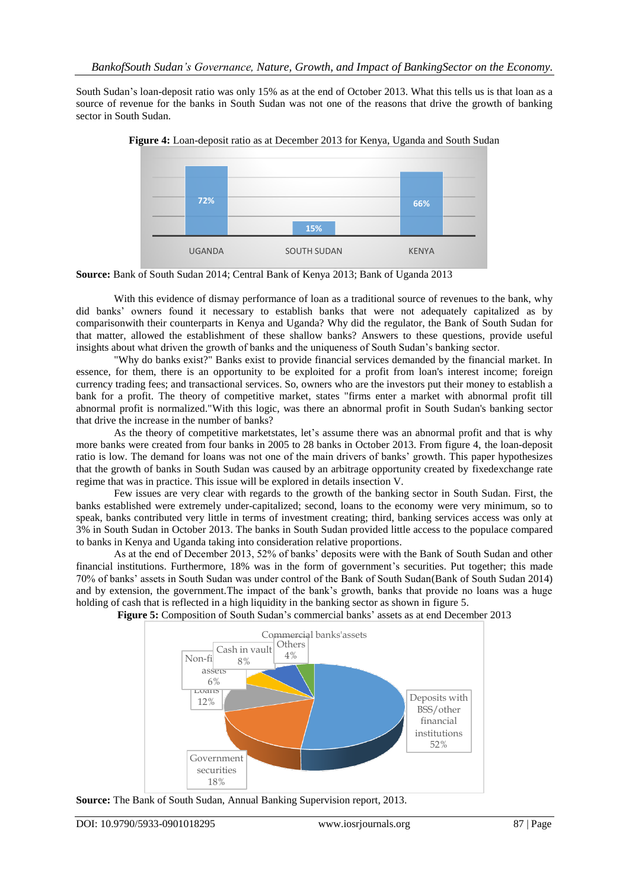South Sudan's loan-deposit ratio was only 15% as at the end of October 2013. What this tells us is that loan as a source of revenue for the banks in South Sudan was not one of the reasons that drive the growth of banking sector in South Sudan.

**Figure 4:** Loan-deposit ratio as at December 2013 for Kenya, Uganda and South Sudan

| UGANDA | SOUTH SUDAN | KENYA |
|---|---|---|
| 72% | 15% | 66% |

**Source:** Bank of South Sudan 2014; Central Bank of Kenya 2013; Bank of Uganda 2013

With this evidence of dismay performance of loan as a traditional source of revenues to the bank, why did banks' owners found it necessary to establish banks that were not adequately capitalized as by comparisonwith their counterparts in Kenya and Uganda? Why did the regulator, the Bank of South Sudan for that matter, allowed the establishment of these shallow banks? Answers to these questions, provide useful insights about what driven the growth of banks and the uniqueness of South Sudan's banking sector.

"Why do banks exist?" Banks exist to provide financial services demanded by the financial market. In essence, for them, there is an opportunity to be exploited for a profit from loan's interest income; foreign currency trading fees; and transactional services. So, owners who are the investors put their money to establish a bank for a profit. The theory of competitive market, states "firms enter a market with abnormal profit till abnormal profit is normalized."With this logic, was there an abnormal profit in South Sudan's banking sector that drive the increase in the number of banks?

As the theory of competitive marketstates, let's assume there was an abnormal profit and that is why more banks were created from four banks in 2005 to 28 banks in October 2013. From figure 4, the loan-deposit ratio is low. The demand for loans was not one of the main drivers of banks' growth. This paper hypothesizes that the growth of banks in South Sudan was caused by an arbitrage opportunity created by fixedexchange rate regime that was in practice. This issue will be explored in details insection V.

Few issues are very clear with regards to the growth of the banking sector in South Sudan. First, the banks established were extremely under-capitalized; second, loans to the economy were very minimum, so to speak, banks contributed very little in terms of investment creating; third, banking services access was only at 3% in South Sudan in October 2013. The banks in South Sudan provided little access to the populace compared to banks in Kenya and Uganda taking into consideration relative proportions.

As at the end of December 2013, 52% of banks' deposits were with the Bank of South Sudan and other financial institutions. Furthermore, 18% was in the form of government's securities. Put together; this made 70% of banks' assets in South Sudan was under control of the Bank of South Sudan(Bank of South Sudan 2014) and by extension, the government.The impact of the bank's growth, banks that provide no loans was a huge holding of cash that is reflected in a high liquidity in the banking sector as shown in figure 5.

**Figure 5:** Composition of South Sudan's commercial banks' assets as at end December 2013

Commercial banks'assets

| Component | Share |
|---|---|
| Deposits with BSS/other financial institutions | 52% |
| Government securities | 18% |
| Loans | 12% |
| Cash in vault | 8% |
| Non-financial assets | 6% |
| Others | 4% |

**Source:** The Bank of South Sudan, Annual Banking Supervision report, 2013.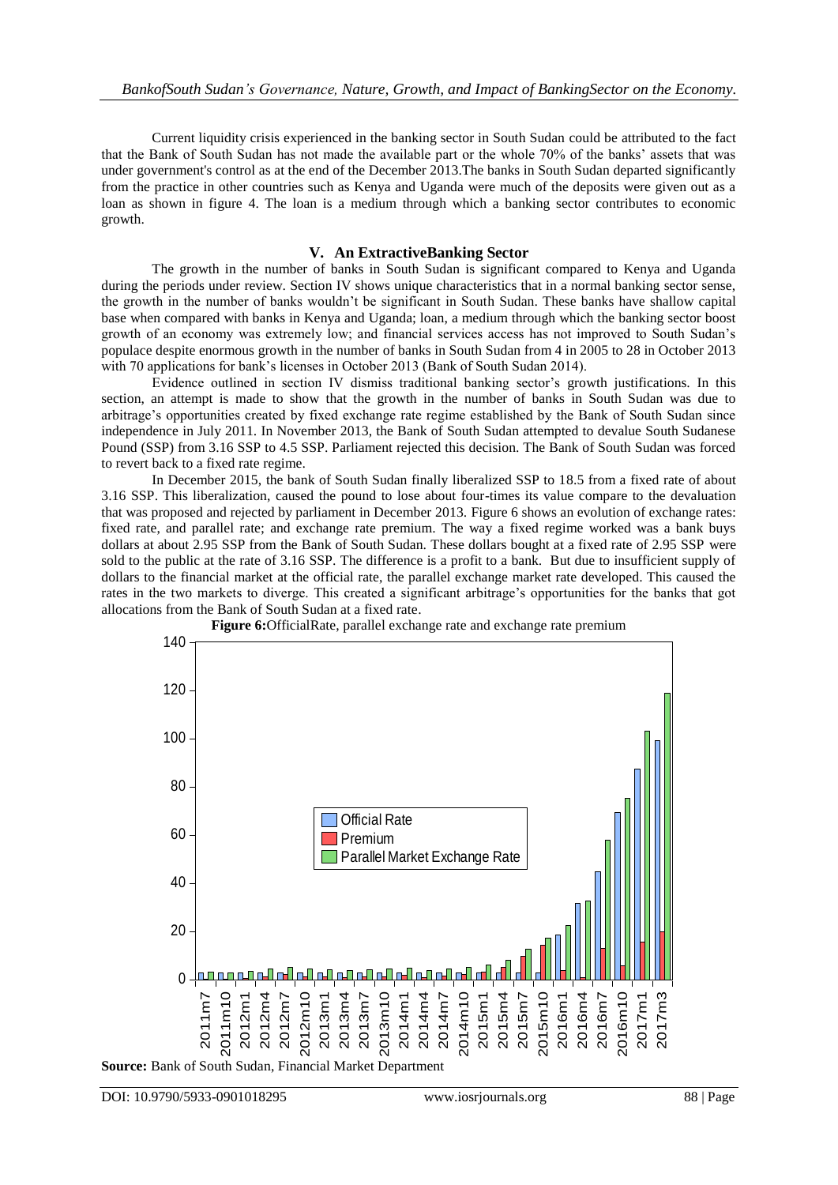Current liquidity crisis experienced in the banking sector in South Sudan could be attributed to the fact that the Bank of South Sudan has not made the available part or the whole 70% of the banks' assets that was under government's control as at the end of the December 2013.The banks in South Sudan departed significantly from the practice in other countries such as Kenya and Uganda were much of the deposits were given out as a loan as shown in figure 4. The loan is a medium through which a banking sector contributes to economic growth.

## V. An ExtractiveBanking Sector

The growth in the number of banks in South Sudan is significant compared to Kenya and Uganda during the periods under review. Section IV shows unique characteristics that in a normal banking sector sense, the growth in the number of banks wouldn't be significant in South Sudan. These banks have shallow capital base when compared with banks in Kenya and Uganda; loan, a medium through which the banking sector boost growth of an economy was extremely low; and financial services access has not improved to South Sudan's populace despite enormous growth in the number of banks in South Sudan from 4 in 2005 to 28 in October 2013 with 70 applications for bank's licenses in October 2013 (Bank of South Sudan 2014).

Evidence outlined in section IV dismiss traditional banking sector's growth justifications. In this section, an attempt is made to show that the growth in the number of banks in South Sudan was due to arbitrage's opportunities created by fixed exchange rate regime established by the Bank of South Sudan since independence in July 2011. In November 2013, the Bank of South Sudan attempted to devalue South Sudanese Pound (SSP) from 3.16 SSP to 4.5 SSP. Parliament rejected this decision. The Bank of South Sudan was forced to revert back to a fixed rate regime.

In December 2015, the bank of South Sudan finally liberalized SSP to 18.5 from a fixed rate of about 3.16 SSP. This liberalization, caused the pound to lose about four-times its value compare to the devaluation that was proposed and rejected by parliament in December 2013. Figure 6 shows an evolution of exchange rates: fixed rate, and parallel rate; and exchange rate premium. The way a fixed regime worked was a bank buys dollars at about 2.95 SSP from the Bank of South Sudan. These dollars bought at a fixed rate of 2.95 SSP were sold to the public at the rate of 3.16 SSP. The difference is a profit to a bank. But due to insufficient supply of dollars to the financial market at the official rate, the parallel exchange market rate developed. This caused the rates in the two markets to diverge. This created a significant arbitrage's opportunities for the banks that got allocations from the Bank of South Sudan at a fixed rate.

**Figure 6:**OfficialRate, parallel exchange rate and exchange rate premium

**Source:** Bank of South Sudan, Financial Market Department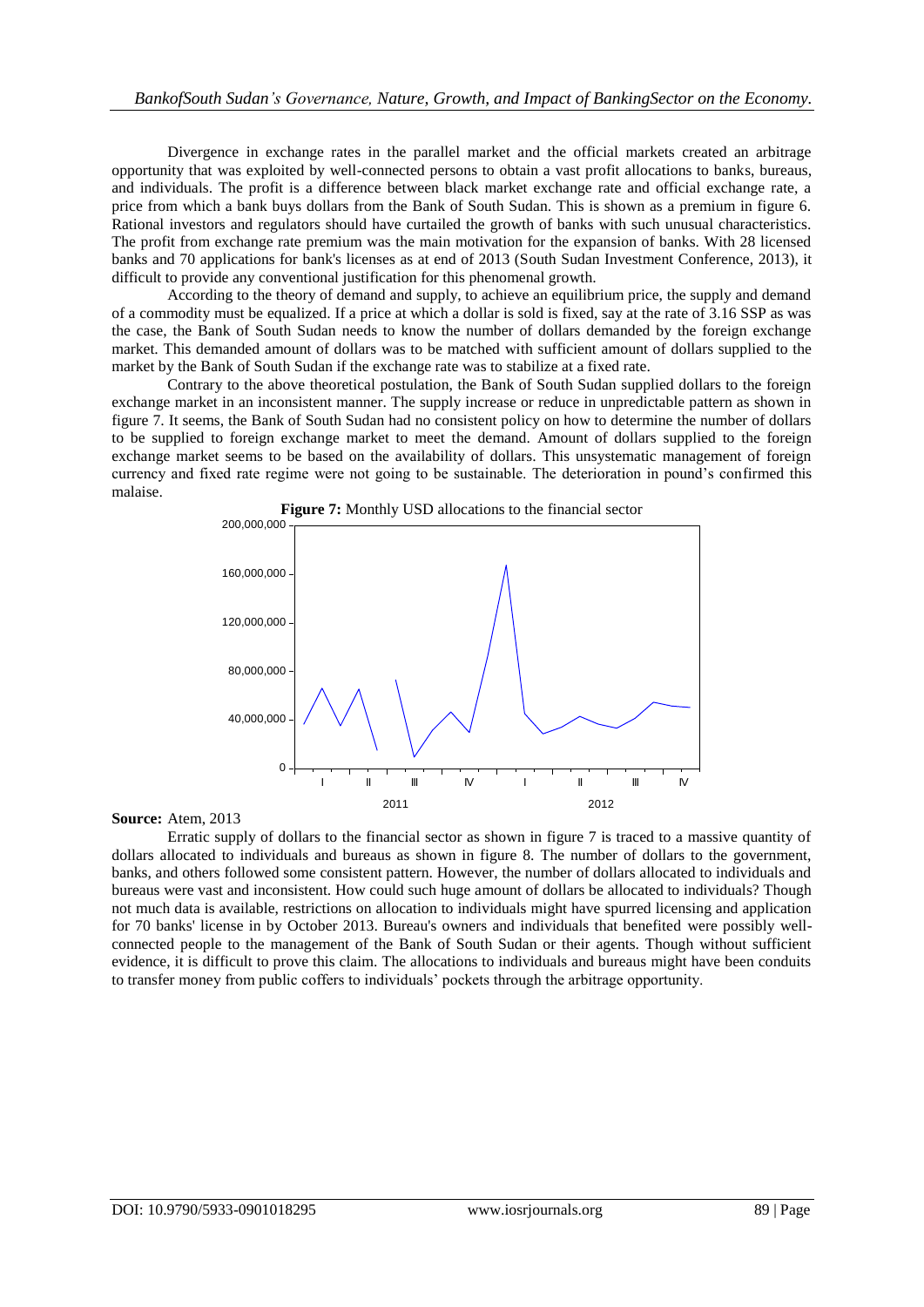Divergence in exchange rates in the parallel market and the official markets created an arbitrage opportunity that was exploited by well-connected persons to obtain a vast profit allocations to banks, bureaus, and individuals. The profit is a difference between black market exchange rate and official exchange rate, a price from which a bank buys dollars from the Bank of South Sudan. This is shown as a premium in figure 6. Rational investors and regulators should have curtailed the growth of banks with such unusual characteristics. The profit from exchange rate premium was the main motivation for the expansion of banks. With 28 licensed banks and 70 applications for bank's licenses as at end of 2013 (South Sudan Investment Conference, 2013), it difficult to provide any conventional justification for this phenomenal growth.

According to the theory of demand and supply, to achieve an equilibrium price, the supply and demand of a commodity must be equalized. If a price at which a dollar is sold is fixed, say at the rate of 3.16 SSP as was the case, the Bank of South Sudan needs to know the number of dollars demanded by the foreign exchange market. This demanded amount of dollars was to be matched with sufficient amount of dollars supplied to the market by the Bank of South Sudan if the exchange rate was to stabilize at a fixed rate.

Contrary to the above theoretical postulation, the Bank of South Sudan supplied dollars to the foreign exchange market in an inconsistent manner. The supply increase or reduce in unpredictable pattern as shown in figure 7. It seems, the Bank of South Sudan had no consistent policy on how to determine the number of dollars to be supplied to foreign exchange market to meet the demand. Amount of dollars supplied to the foreign exchange market seems to be based on the availability of dollars. This unsystematic management of foreign currency and fixed rate regime were not going to be sustainable. The deterioration in pound's confirmed this malaise.

**Figure 7:** Monthly USD allocations to the financial sector

**Source:** Atem, 2013

Erratic supply of dollars to the financial sector as shown in figure 7 is traced to a massive quantity of dollars allocated to individuals and bureaus as shown in figure 8. The number of dollars to the government, banks, and others followed some consistent pattern. However, the number of dollars allocated to individuals and bureaus were vast and inconsistent. How could such huge amount of dollars be allocated to individuals? Though not much data is available, restrictions on allocation to individuals might have spurred licensing and application for 70 banks' license in by October 2013. Bureau's owners and individuals that benefited were possibly well-connected people to the management of the Bank of South Sudan or their agents. Though without sufficient evidence, it is difficult to prove this claim. The allocations to individuals and bureaus might have been conduits to transfer money from public coffers to individuals' pockets through the arbitrage opportunity.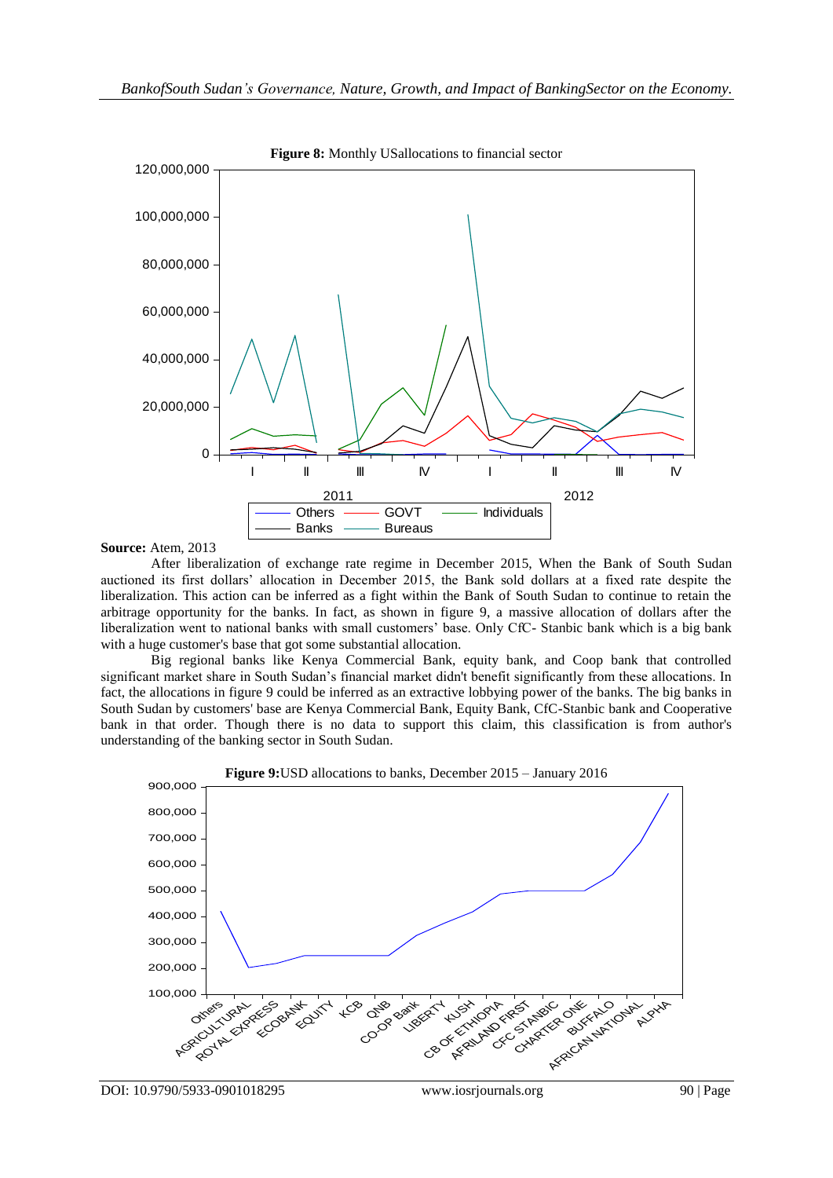**Figure 8:** Monthly USallocations to financial sector

**Source:** Atem, 2013

After liberalization of exchange rate regime in December 2015, When the Bank of South Sudan auctioned its first dollars' allocation in December 2015, the Bank sold dollars at a fixed rate despite the liberalization. This action can be inferred as a fight within the Bank of South Sudan to continue to retain the arbitrage opportunity for the banks. In fact, as shown in figure 9, a massive allocation of dollars after the liberalization went to national banks with small customers' base. Only CfC- Stanbic bank which is a big bank with a huge customer's base that got some substantial allocation.

Big regional banks like Kenya Commercial Bank, equity bank, and Coop bank that controlled significant market share in South Sudan's financial market didn't benefit significantly from these allocations. In fact, the allocations in figure 9 could be inferred as an extractive lobbying power of the banks. The big banks in South Sudan by customers' base are Kenya Commercial Bank, Equity Bank, CfC-Stanbic bank and Cooperative bank in that order. Though there is no data to support this claim, this classification is from author's understanding of the banking sector in South Sudan.

**Figure 9:**USD allocations to banks, December 2015 – January 2016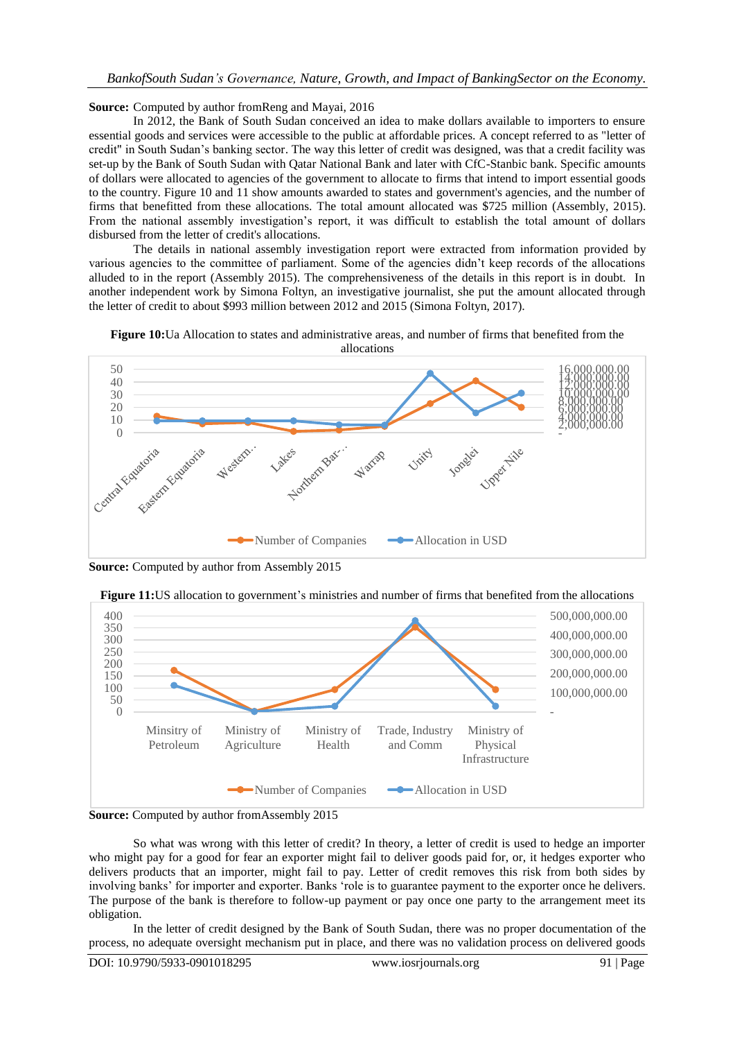**Source:** Computed by author fromReng and Mayai, 2016

In 2012, the Bank of South Sudan conceived an idea to make dollars available to importers to ensure essential goods and services were accessible to the public at affordable prices. A concept referred to as "letter of credit" in South Sudan's banking sector. The way this letter of credit was designed, was that a credit facility was set-up by the Bank of South Sudan with Qatar National Bank and later with CfC-Stanbic bank. Specific amounts of dollars were allocated to agencies of the government to allocate to firms that intend to import essential goods to the country. Figure 10 and 11 show amounts awarded to states and government's agencies, and the number of firms that benefitted from these allocations. The total amount allocated was $725 million (Assembly, 2015). From the national assembly investigation's report, it was difficult to establish the total amount of dollars disbursed from the letter of credit's allocations.

The details in national assembly investigation report were extracted from information provided by various agencies to the committee of parliament. Some of the agencies didn't keep records of the allocations alluded to in the report (Assembly 2015). The comprehensiveness of the details in this report is in doubt. In another independent work by Simona Foltyn, an investigative journalist, she put the amount allocated through the letter of credit to about $993 million between 2012 and 2015 (Simona Foltyn, 2017).

**Figure 10:**Ua Allocation to states and administrative areas, and number of firms that benefited from the allocations

**Source:** Computed by author from Assembly 2015

**Figure 11:**US allocation to government's ministries and number of firms that benefited from the allocations

**Source:** Computed by author fromAssembly 2015

So what was wrong with this letter of credit? In theory, a letter of credit is used to hedge an importer who might pay for a good for fear an exporter might fail to deliver goods paid for, or, it hedges exporter who delivers products that an importer, might fail to pay. Letter of credit removes this risk from both sides by involving banks' for importer and exporter. Banks 'role is to guarantee payment to the exporter once he delivers. The purpose of the bank is therefore to follow-up payment or pay once one party to the arrangement meet its obligation.

In the letter of credit designed by the Bank of South Sudan, there was no proper documentation of the process, no adequate oversight mechanism put in place, and there was no validation process on delivered goods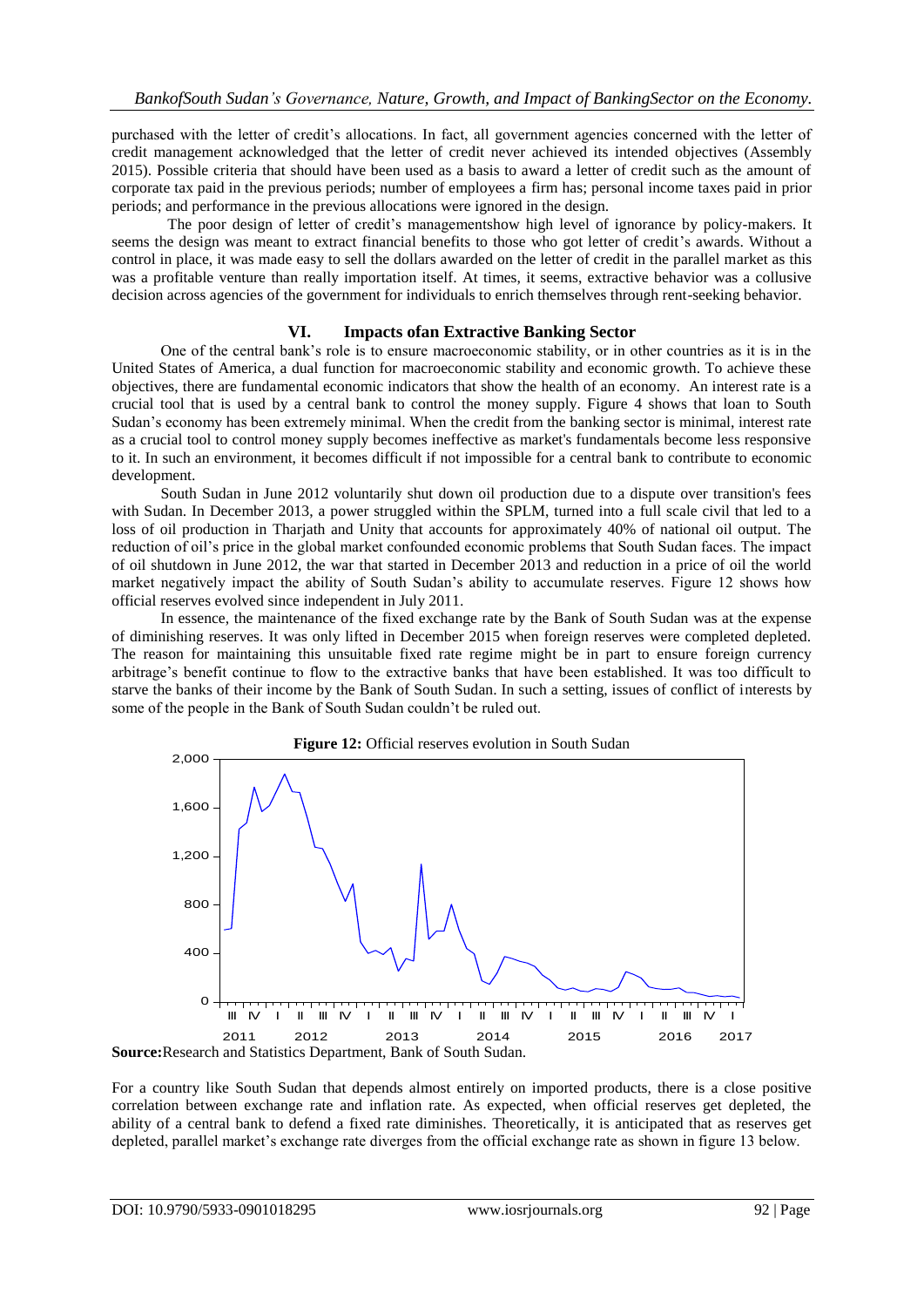purchased with the letter of credit's allocations. In fact, all government agencies concerned with the letter of credit management acknowledged that the letter of credit never achieved its intended objectives (Assembly 2015). Possible criteria that should have been used as a basis to award a letter of credit such as the amount of corporate tax paid in the previous periods; number of employees a firm has; personal income taxes paid in prior periods; and performance in the previous allocations were ignored in the design.

The poor design of letter of credit's managementshow high level of ignorance by policy-makers. It seems the design was meant to extract financial benefits to those who got letter of credit's awards. Without a control in place, it was made easy to sell the dollars awarded on the letter of credit in the parallel market as this was a profitable venture than really importation itself. At times, it seems, extractive behavior was a collusive decision across agencies of the government for individuals to enrich themselves through rent-seeking behavior.

## VI. Impacts ofan Extractive Banking Sector

One of the central bank's role is to ensure macroeconomic stability, or in other countries as it is in the United States of America, a dual function for macroeconomic stability and economic growth. To achieve these objectives, there are fundamental economic indicators that show the health of an economy. An interest rate is a crucial tool that is used by a central bank to control the money supply. Figure 4 shows that loan to South Sudan's economy has been extremely minimal. When the credit from the banking sector is minimal, interest rate as a crucial tool to control money supply becomes ineffective as market's fundamentals become less responsive to it. In such an environment, it becomes difficult if not impossible for a central bank to contribute to economic development.

South Sudan in June 2012 voluntarily shut down oil production due to a dispute over transition's fees with Sudan. In December 2013, a power struggled within the SPLM, turned into a full scale civil that led to a loss of oil production in Tharjath and Unity that accounts for approximately 40% of national oil output. The reduction of oil's price in the global market confounded economic problems that South Sudan faces. The impact of oil shutdown in June 2012, the war that started in December 2013 and reduction in a price of oil the world market negatively impact the ability of South Sudan's ability to accumulate reserves. Figure 12 shows how official reserves evolved since independent in July 2011.

In essence, the maintenance of the fixed exchange rate by the Bank of South Sudan was at the expense of diminishing reserves. It was only lifted in December 2015 when foreign reserves were completed depleted. The reason for maintaining this unsuitable fixed rate regime might be in part to ensure foreign currency arbitrage's benefit continue to flow to the extractive banks that have been established. It was too difficult to starve the banks of their income by the Bank of South Sudan. In such a setting, issues of conflict of interests by some of the people in the Bank of South Sudan couldn't be ruled out.

**Figure 12:** Official reserves evolution in South Sudan

**Source:** Research and Statistics Department, Bank of South Sudan.

For a country like South Sudan that depends almost entirely on imported products, there is a close positive correlation between exchange rate and inflation rate. As expected, when official reserves get depleted, the ability of a central bank to defend a fixed rate diminishes. Theoretically, it is anticipated that as reserves get depleted, parallel market's exchange rate diverges from the official exchange rate as shown in figure 13 below.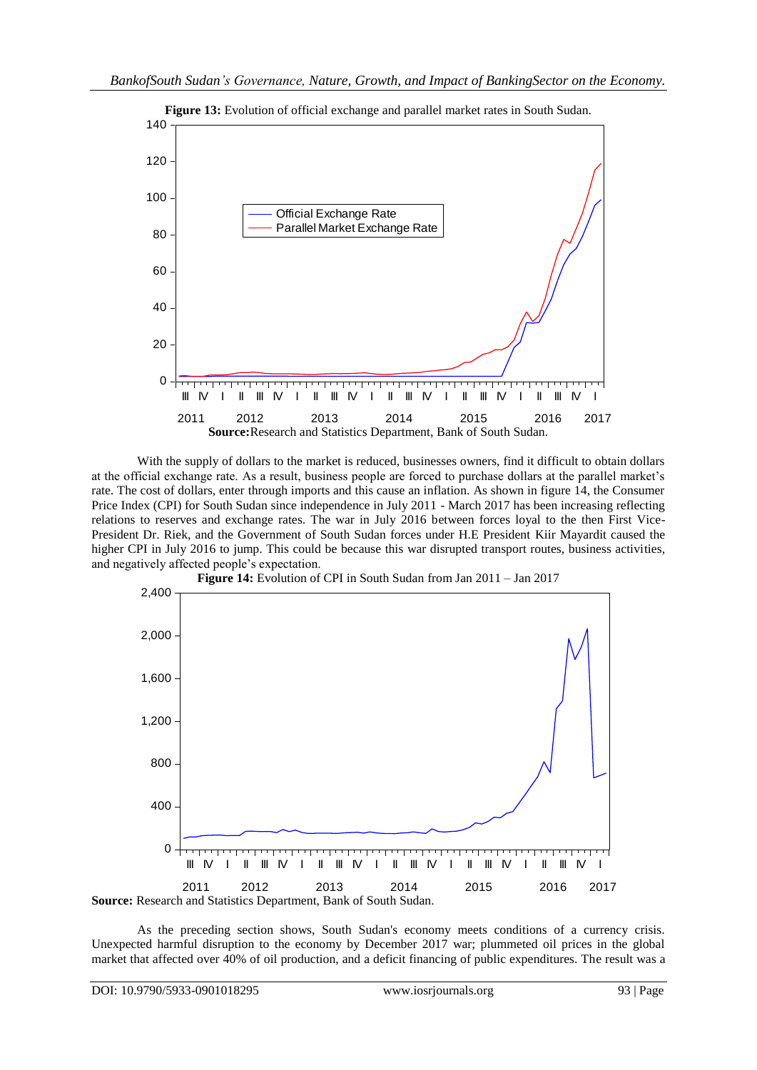**Figure 13:** Evolution of official exchange and parallel market rates in South Sudan.

**Source:**Research and Statistics Department, Bank of South Sudan.

With the supply of dollars to the market is reduced, businesses owners, find it difficult to obtain dollars at the official exchange rate. As a result, business people are forced to purchase dollars at the parallel market's rate. The cost of dollars, enter through imports and this cause an inflation. As shown in figure 14, the Consumer Price Index (CPI) for South Sudan since independence in July 2011 - March 2017 has been increasing reflecting relations to reserves and exchange rates. The war in July 2016 between forces loyal to the then First Vice-President Dr. Riek, and the Government of South Sudan forces under H.E President Kiir Mayardit caused the higher CPI in July 2016 to jump. This could be because this war disrupted transport routes, business activities, and negatively affected people's expectation.

**Figure 14:** Evolution of CPI in South Sudan from Jan 2011 – Jan 2017

**Source:** Research and Statistics Department, Bank of South Sudan.

As the preceding section shows, South Sudan's economy meets conditions of a currency crisis. Unexpected harmful disruption to the economy by December 2017 war; plummeted oil prices in the global market that affected over 40% of oil production, and a deficit financing of public expenditures. The result was a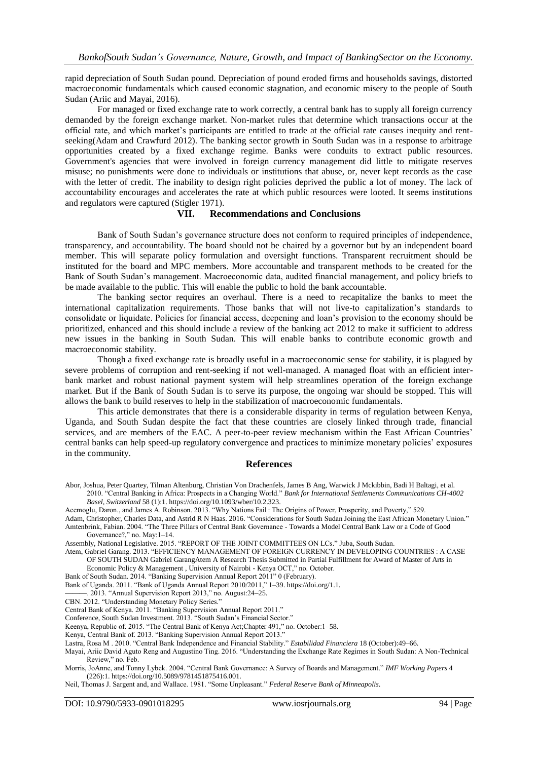rapid depreciation of South Sudan pound. Depreciation of pound eroded firms and households savings, distorted macroeconomic fundamentals which caused economic stagnation, and economic misery to the people of South Sudan (Ariic and Mayai, 2016).

For managed or fixed exchange rate to work correctly, a central bank has to supply all foreign currency demanded by the foreign exchange market. Non-market rules that determine which transactions occur at the official rate, and which market's participants are entitled to trade at the official rate causes inequity and rent-seeking(Adam and Crawfurd 2012). The banking sector growth in South Sudan was in a response to arbitrage opportunities created by a fixed exchange regime. Banks were conduits to extract public resources. Government's agencies that were involved in foreign currency management did little to mitigate reserves misuse; no punishments were done to individuals or institutions that abuse, or, never kept records as the case with the letter of credit. The inability to design right policies deprived the public a lot of money. The lack of accountability encourages and accelerates the rate at which public resources were looted. It seems institutions and regulators were captured (Stigler 1971).

## VII. Recommendations and Conclusions

Bank of South Sudan's governance structure does not conform to required principles of independence, transparency, and accountability. The board should not be chaired by a governor but by an independent board member. This will separate policy formulation and oversight functions. Transparent recruitment should be instituted for the board and MPC members. More accountable and transparent methods to be created for the Bank of South Sudan's management. Macroeconomic data, audited financial management, and policy briefs to be made available to the public. This will enable the public to hold the bank accountable.

The banking sector requires an overhaul. There is a need to recapitalize the banks to meet the international capitalization requirements. Those banks that will not live-to capitalization's standards to consolidate or liquidate. Policies for financial access, deepening and loan's provision to the economy should be prioritized, enhanced and this should include a review of the banking act 2012 to make it sufficient to address new issues in the banking in South Sudan. This will enable banks to contribute economic growth and macroeconomic stability.

Though a fixed exchange rate is broadly useful in a macroeconomic sense for stability, it is plagued by severe problems of corruption and rent-seeking if not well-managed. A managed float with an efficient inter-bank market and robust national payment system will help streamlines operation of the foreign exchange market. But if the Bank of South Sudan is to serve its purpose, the ongoing war should be stopped. This will allows the bank to build reserves to help in the stabilization of macroeconomic fundamentals.

This article demonstrates that there is a considerable disparity in terms of regulation between Kenya, Uganda, and South Sudan despite the fact that these countries are closely linked through trade, financial services, and are members of the EAC. A peer-to-peer review mechanism within the East African Countries' central banks can help speed-up regulatory convergence and practices to minimize monetary policies' exposures in the community.

## References

Abor, Joshua, Peter Quartey, Tilman Altenburg, Christian Von Drachenfels, James B Ang, Warwick J Mckibbin, Badi H Baltagi, et al. 2010. "Central Banking in Africa: Prospects in a Changing World." *Bank for International Settlements Communications CH-4002 Basel, Switzerland* 58 (1):1. https://doi.org/10.1093/wber/10.2.323.

Acemoglu, Daron., and James A. Robinson. 2013. "Why Nations Fail : The Origins of Power, Prosperity, and Poverty," 529.

Adam, Christopher, Charles Data, and Astrid R N Haas. 2016. "Considerations for South Sudan Joining the East African Monetary Union."

Amtenbrink, Fabian. 2004. "The Three Pillars of Central Bank Governance - Towards a Model Central Bank Law or a Code of Good Governance?," no. May:1–14.

Assembly, National Legislative. 2015. "REPORT OF THE JOINT COMMITTEES ON LCs." Juba, South Sudan.

Atem, Gabriel Garang. 2013. "EFFICIENCY MANAGEMENT OF FOREIGN CURRENCY IN DEVELOPING COUNTRIES : A CASE OF SOUTH SUDAN Gabriel GarangAtem A Research Thesis Submitted in Partial Fulfillment for Award of Master of Arts in Economic Policy & Management , University of Nairobi - Kenya OCT," no. October.

Bank of South Sudan. 2014. "Banking Supervision Annual Report 2011" 0 (February).

Bank of Uganda. 2011. "Bank of Uganda Annual Report 2010/2011," 1–39. https://doi.org/1.1.

———. 2013. "Annual Supervision Report 2013," no. August:24–25.

CBN. 2012. "Understanding Monetary Policy Series."

Central Bank of Kenya. 2011. "Banking Supervision Annual Report 2011."

Conference, South Sudan Investment. 2013. "South Sudan's Financial Sector."

Keenya, Republic of. 2015. "The Central Bank of Kenya Act;Chapter 491," no. October:1–58.

Kenya, Central Bank of. 2013. "Banking Supervision Annual Report 2013."

Lastra, Rosa M . 2010. "Central Bank Independence and Financial Stability." *Estabilidad Financiera* 18 (October):49–66.

Mayai, Ariic David Aguto Reng and Augustino Ting. 2016. "Understanding the Exchange Rate Regimes in South Sudan: A Non-Technical Review," no. Feb.

Morris, JoAnne, and Tonny Lybek. 2004. "Central Bank Governance: A Survey of Boards and Management." *IMF Working Papers* 4 (226):1. https://doi.org/10.5089/9781451875416.001.

Neil, Thomas J. Sargent and, and Wallace. 1981. "Some Unpleasant." *Federal Reserve Bank of Minneapolis*.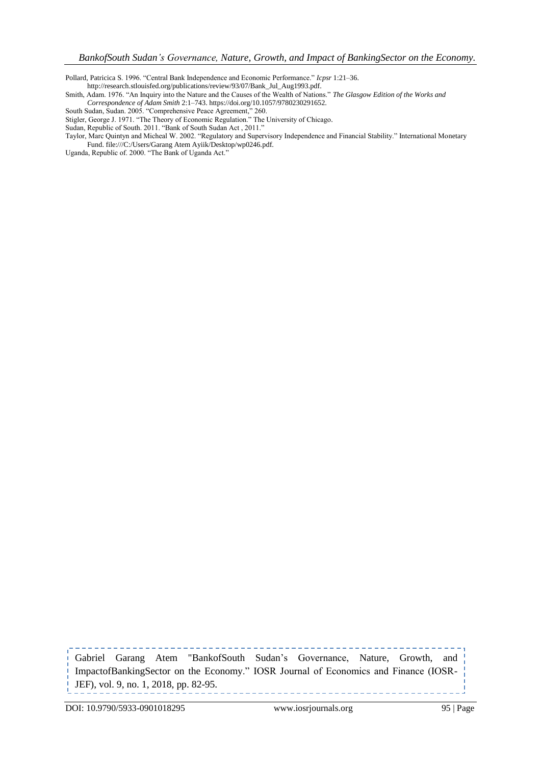Pollard, Patricica S. 1996. "Central Bank Independence and Economic Performance." *Icpsr* 1:21–36. http://research.stlouisfed.org/publications/review/93/07/Bank_Jul_Aug1993.pdf.

Smith, Adam. 1976. "An Inquiry into the Nature and the Causes of the Wealth of Nations." *The Glasgow Edition of the Works and Correspondence of Adam Smith* 2:1–743. https://doi.org/10.1057/9780230291652.

South Sudan, Sudan. 2005. "Comprehensive Peace Agreement," 260.

Stigler, George J. 1971. "The Theory of Economic Regulation." The University of Chicago.

Sudan, Republic of South. 2011. "Bank of South Sudan Act , 2011."

Taylor, Marc Quintyn and Micheal W. 2002. "Regulatory and Supervisory Independence and Financial Stability." International Monetary Fund. file:///C:/Users/Garang Atem Ayiik/Desktop/wp0246.pdf.

Uganda, Republic of. 2000. "The Bank of Uganda Act."

Gabriel Garang Atem "BankofSouth Sudan's Governance, Nature, Growth, and ImpactofBankingSector on the Economy." IOSR Journal of Economics and Finance (IOSR-JEF), vol. 9, no. 1, 2018, pp. 82-95.